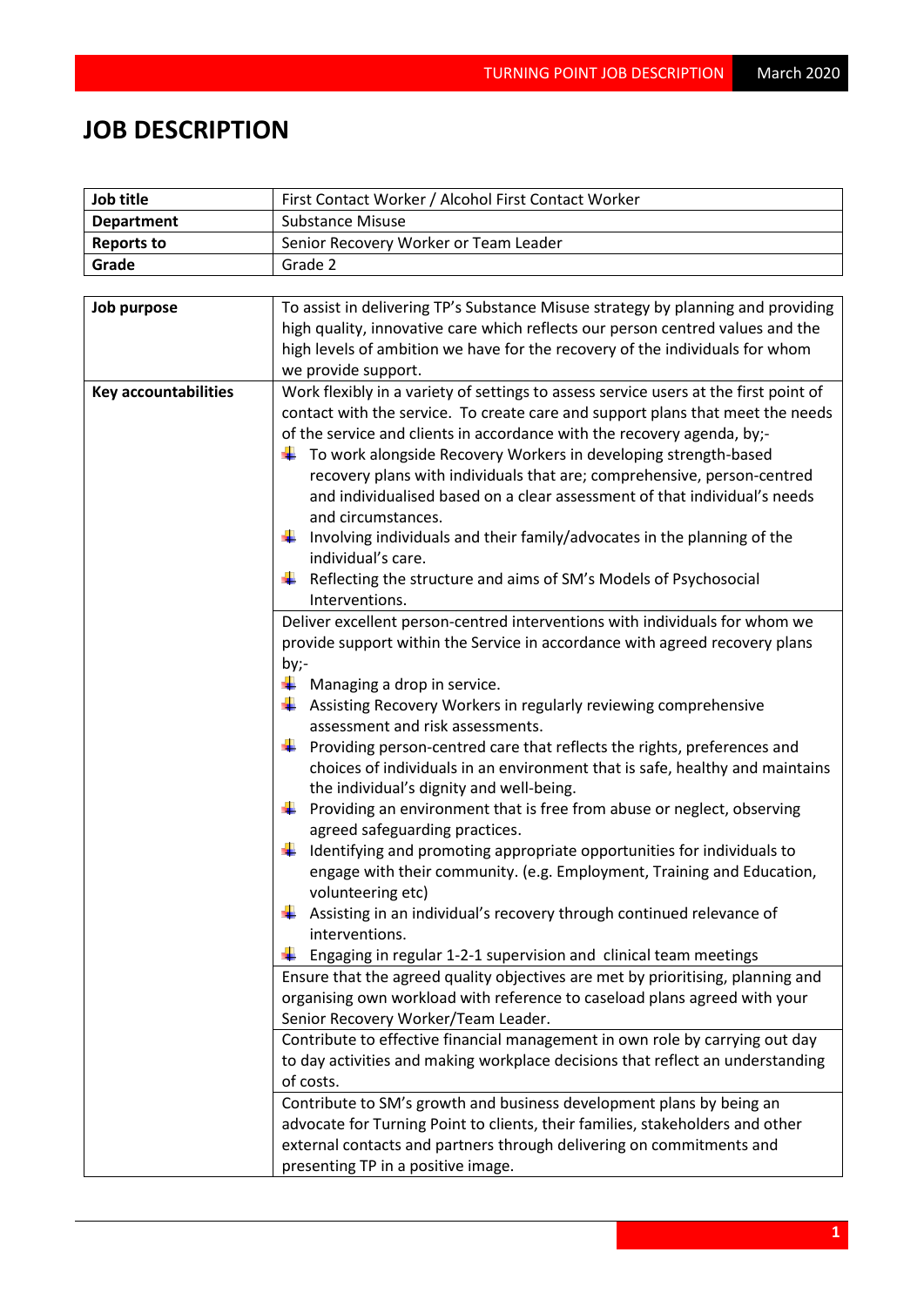# JOB DESCRIPTION

| Job title | First Contact Worker / Alcohol First Contact Worker |
|---|---|
| Department | Substance Misuse |
| Reports to | Senior Recovery Worker or Team Leader |
| Grade | Grade 2 |

| Job purpose | To assist in delivering TP's Substance Misuse strategy by planning and providing high quality, innovative care which reflects our person centred values and the high levels of ambition we have for the recovery of the individuals for whom we provide support. |
|---|---|
| Key accountabilities | Work flexibly in a variety of settings to assess service users at the first point of contact with the service. To create care and support plans that meet the needs of the service and clients in accordance with the recovery agenda, by;- <br>- To work alongside Recovery Workers in developing strength-based recovery plans with individuals that are; comprehensive, person-centred and individualised based on a clear assessment of that individual's needs and circumstances. <br>- Involving individuals and their family/advocates in the planning of the individual's care. <br>- Reflecting the structure and aims of SM's Models of Psychosocial Interventions. |
| | Deliver excellent person-centred interventions with individuals for whom we provide support within the Service in accordance with agreed recovery plans by;- <br>- Managing a drop in service. <br>- Assisting Recovery Workers in regularly reviewing comprehensive assessment and risk assessments. <br>- Providing person-centred care that reflects the rights, preferences and choices of individuals in an environment that is safe, healthy and maintains the individual's dignity and well-being. <br>- Providing an environment that is free from abuse or neglect, observing agreed safeguarding practices. <br>- Identifying and promoting appropriate opportunities for individuals to engage with their community. (e.g. Employment, Training and Education, volunteering etc) <br>- Assisting in an individual's recovery through continued relevance of interventions. <br>- Engaging in regular 1-2-1 supervision and clinical team meetings |
| | Ensure that the agreed quality objectives are met by prioritising, planning and organising own workload with reference to caseload plans agreed with your Senior Recovery Worker/Team Leader. |
| | Contribute to effective financial management in own role by carrying out day to day activities and making workplace decisions that reflect an understanding of costs. |
| | Contribute to SM's growth and business development plans by being an advocate for Turning Point to clients, their families, stakeholders and other external contacts and partners through delivering on commitments and presenting TP in a positive image. |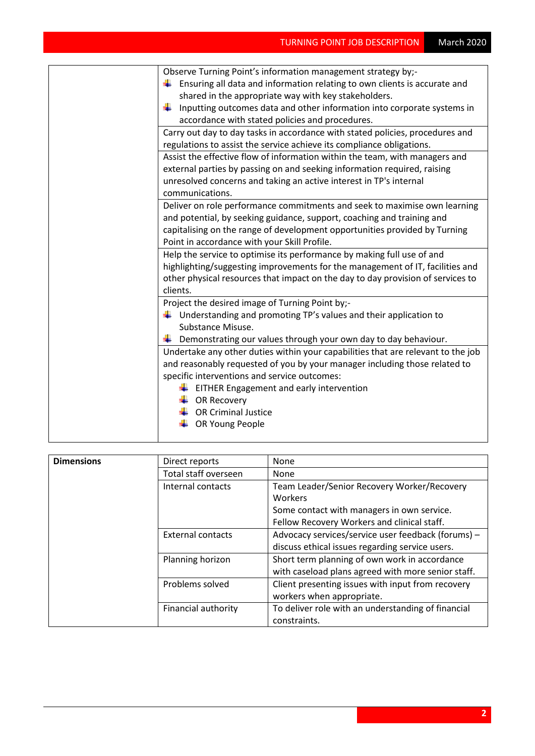| | |
|---|---|
| | Observe Turning Point's information management strategy by;-<br>- Ensuring all data and information relating to own clients is accurate and shared in the appropriate way with key stakeholders.<br>- Inputting outcomes data and other information into corporate systems in accordance with stated policies and procedures. |
| | Carry out day to day tasks in accordance with stated policies, procedures and regulations to assist the service achieve its compliance obligations. |
| | Assist the effective flow of information within the team, with managers and external parties by passing on and seeking information required, raising unresolved concerns and taking an active interest in TP's internal communications. |
| | Deliver on role performance commitments and seek to maximise own learning and potential, by seeking guidance, support, coaching and training and capitalising on the range of development opportunities provided by Turning Point in accordance with your Skill Profile. |
| | Help the service to optimise its performance by making full use of and highlighting/suggesting improvements for the management of IT, facilities and other physical resources that impact on the day to day provision of services to clients. |
| | Project the desired image of Turning Point by;-<br>- Understanding and promoting TP's values and their application to Substance Misuse.<br>- Demonstrating our values through your own day to day behaviour. |
| | Undertake any other duties within your capabilities that are relevant to the job and reasonably requested of you by your manager including those related to specific interventions and service outcomes:<br>- EITHER Engagement and early intervention<br>- OR Recovery<br>- OR Criminal Justice<br>- OR Young People |

| **Dimensions** | Direct reports | None |
|---|---|---|
| | Total staff overseen | None |
| | Internal contacts | Team Leader/Senior Recovery Worker/Recovery Workers<br>Some contact with managers in own service.<br>Fellow Recovery Workers and clinical staff. |
| | External contacts | Advocacy services/service user feedback (forums) – discuss ethical issues regarding service users. |
| | Planning horizon | Short term planning of own work in accordance with caseload plans agreed with more senior staff. |
| | Problems solved | Client presenting issues with input from recovery workers when appropriate. |
| | Financial authority | To deliver role with an understanding of financial constraints. |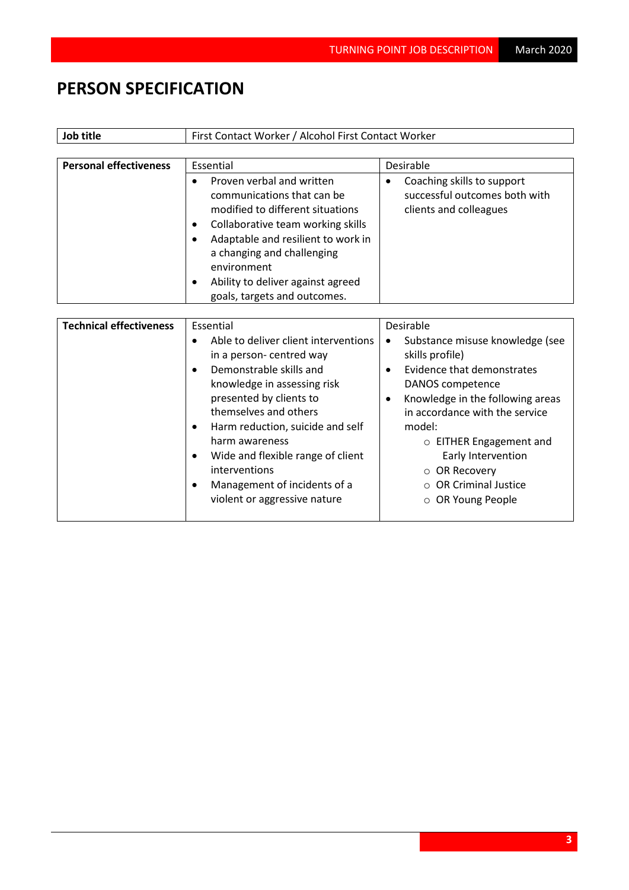# PERSON SPECIFICATION

| | |
|---|---|
| **Job title** | First Contact Worker / Alcohol First Contact Worker |

| **Personal effectiveness** | Essential | Desirable |
|---|---|---|
| | • Proven verbal and written communications that can be modified to different situations<br>• Collaborative team working skills<br>• Adaptable and resilient to work in a changing and challenging environment<br>• Ability to deliver against agreed goals, targets and outcomes. | • Coaching skills to support successful outcomes both with clients and colleagues |

| **Technical effectiveness** | Essential | Desirable |
|---|---|---|
| | • Able to deliver client interventions in a person- centred way<br>• Demonstrable skills and knowledge in assessing risk presented by clients to themselves and others<br>• Harm reduction, suicide and self harm awareness<br>• Wide and flexible range of client interventions<br>• Management of incidents of a violent or aggressive nature | • Substance misuse knowledge (see skills profile)<br>• Evidence that demonstrates DANOS competence<br>• Knowledge in the following areas in accordance with the service model:<br>○ EITHER Engagement and Early Intervention<br>○ OR Recovery<br>○ OR Criminal Justice<br>○ OR Young People |